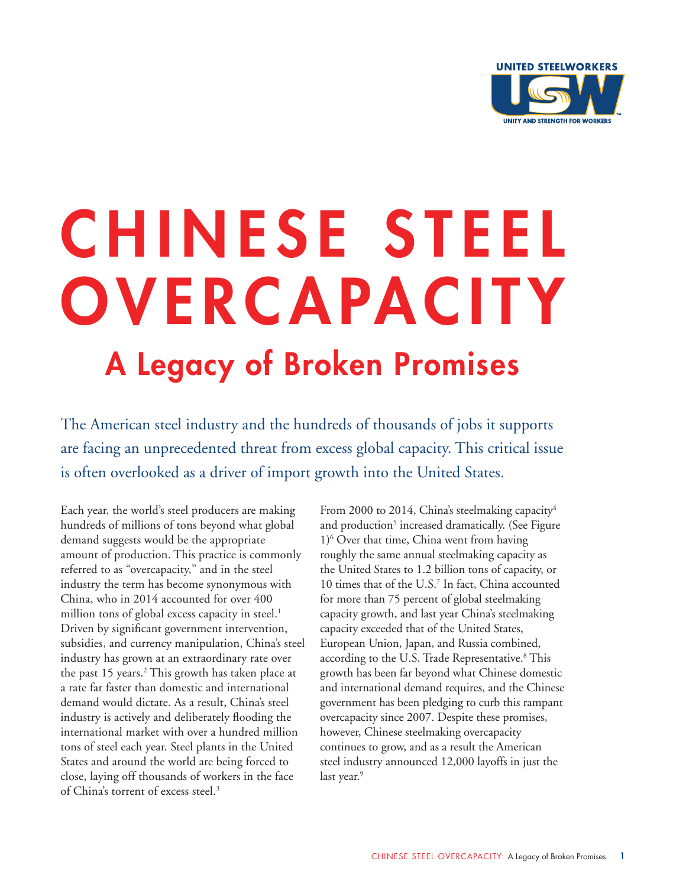# CHINESE STEEL OVERCAPACITY

## A Legacy of Broken Promises

The American steel industry and the hundreds of thousands of jobs it supports are facing an unprecedented threat from excess global capacity. This critical issue is often overlooked as a driver of import growth into the United States.

Each year, the world's steel producers are making hundreds of millions of tons beyond what global demand suggests would be the appropriate amount of production. This practice is commonly referred to as "overcapacity," and in the steel industry the term has become synonymous with China, who in 2014 accounted for over 400 million tons of global excess capacity in steel.[1] Driven by significant government intervention, subsidies, and currency manipulation, China's steel industry has grown at an extraordinary rate over the past 15 years.[2] This growth has taken place at a rate far faster than domestic and international demand would dictate. As a result, China's steel industry is actively and deliberately flooding the international market with over a hundred million tons of steel each year. Steel plants in the United States and around the world are being forced to close, laying off thousands of workers in the face of China's torrent of excess steel.[3]

From 2000 to 2014, China's steelmaking capacity[4] and production[5] increased dramatically. (See Figure 1)[6] Over that time, China went from having roughly the same annual steelmaking capacity as the United States to 1.2 billion tons of capacity, or 10 times that of the U.S.[7] In fact, China accounted for more than 75 percent of global steelmaking capacity growth, and last year China's steelmaking capacity exceeded that of the United States, European Union, Japan, and Russia combined, according to the U.S. Trade Representative.[8] This growth has been far beyond what Chinese domestic and international demand requires, and the Chinese government has been pledging to curb this rampant overcapacity since 2007. Despite these promises, however, Chinese steelmaking overcapacity continues to grow, and as a result the American steel industry announced 12,000 layoffs in just the last year.[9]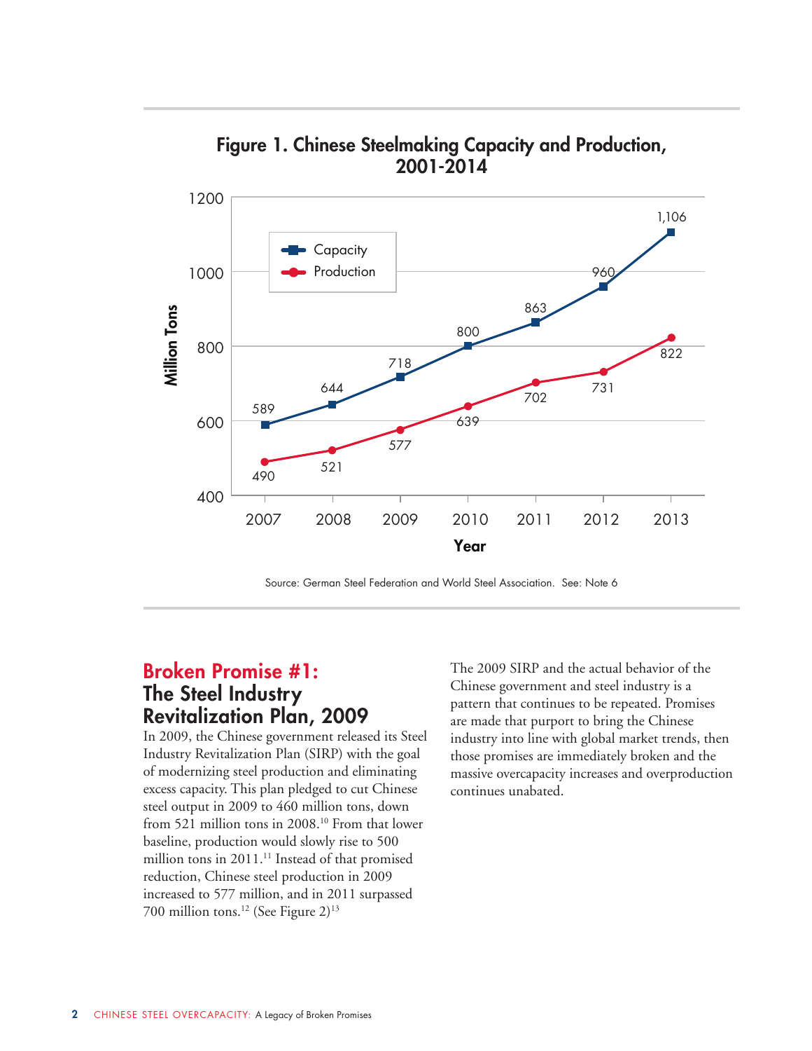**Figure 1. Chinese Steelmaking Capacity and Production, 2001-2014**

| Year | Capacity (Million Tons) | Production (Million Tons) |
|---|---|---|
| 2007 | 589 | 490 |
| 2008 | 644 | 521 |
| 2009 | 718 | 577 |
| 2010 | 800 | 639 |
| 2011 | 863 | 702 |
| 2012 | 960 | 731 |
| 2013 | 1,106 | 822 |

Source: German Steel Federation and World Steel Association. See: Note 6

## Broken Promise #1: The Steel Industry Revitalization Plan, 2009

In 2009, the Chinese government released its Steel Industry Revitalization Plan (SIRP) with the goal of modernizing steel production and eliminating excess capacity. This plan pledged to cut Chinese steel output in 2009 to 460 million tons, down from 521 million tons in 2008.[10] From that lower baseline, production would slowly rise to 500 million tons in 2011.[11] Instead of that promised reduction, Chinese steel production in 2009 increased to 577 million, and in 2011 surpassed 700 million tons.[12] (See Figure 2)[13]

The 2009 SIRP and the actual behavior of the Chinese government and steel industry is a pattern that continues to be repeated. Promises are made that purport to bring the Chinese industry into line with global market trends, then those promises are immediately broken and the massive overcapacity increases and overproduction continues unabated.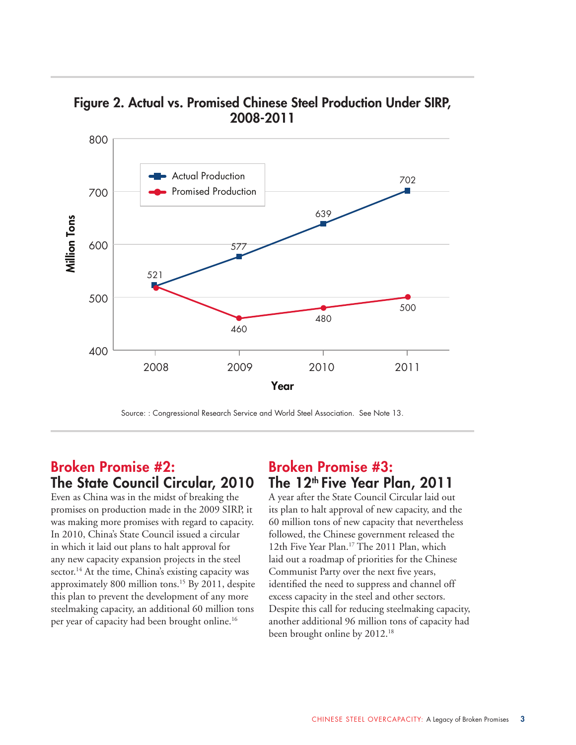**Figure 2. Actual vs. Promised Chinese Steel Production Under SIRP, 2008-2011**

| Year | Actual Production (Million Tons) | Promised Production (Million Tons) |
|---|---|---|
| 2008 | 521 | 521 |
| 2009 | 577 | 460 |
| 2010 | 639 | 480 |
| 2011 | 702 | 500 |

Source: : Congressional Research Service and World Steel Association. See Note 13.

## Broken Promise #2: The State Council Circular, 2010

Even as China was in the midst of breaking the promises on production made in the 2009 SIRP, it was making more promises with regard to capacity. In 2010, China's State Council issued a circular in which it laid out plans to halt approval for any new capacity expansion projects in the steel sector.[14] At the time, China's existing capacity was approximately 800 million tons.[15] By 2011, despite this plan to prevent the development of any more steelmaking capacity, an additional 60 million tons per year of capacity had been brought online.[16]

## Broken Promise #3: The 12th Five Year Plan, 2011

A year after the State Council Circular laid out its plan to halt approval of new capacity, and the 60 million tons of new capacity that nevertheless followed, the Chinese government released the 12th Five Year Plan.[17] The 2011 Plan, which laid out a roadmap of priorities for the Chinese Communist Party over the next five years, identified the need to suppress and channel off excess capacity in the steel and other sectors. Despite this call for reducing steelmaking capacity, another additional 96 million tons of capacity had been brought online by 2012.[18]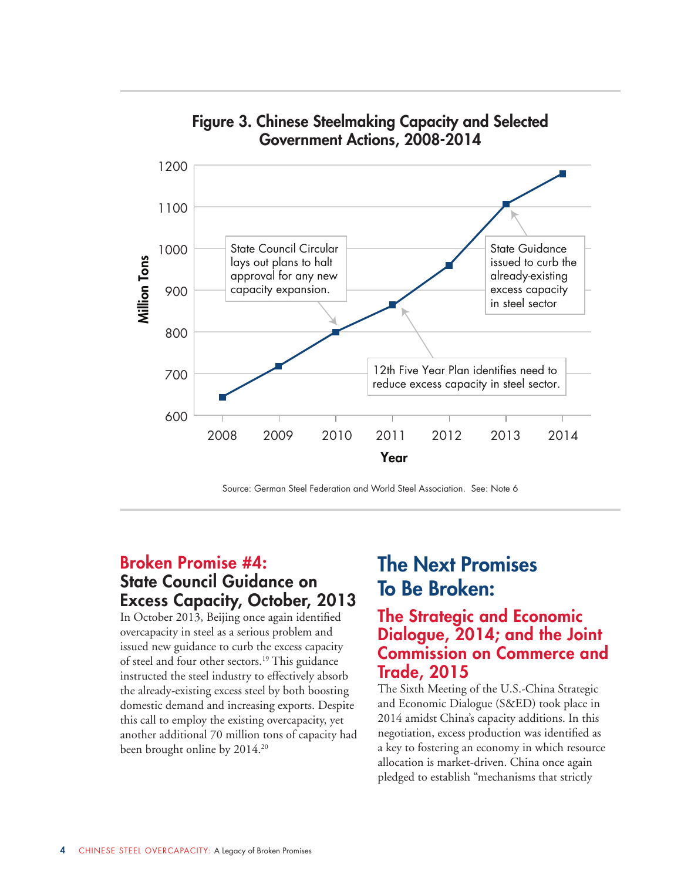## Figure 3. Chinese Steelmaking Capacity and Selected Government Actions, 2008-2014

Million Tons

Year

State Council Circular lays out plans to halt approval for any new capacity expansion.

State Guidance issued to curb the already-existing excess capacity in steel sector

12th Five Year Plan identifies need to reduce excess capacity in steel sector.

Source: German Steel Federation and World Steel Association. See: Note 6

## Broken Promise #4:

### State Council Guidance on Excess Capacity, October, 2013

In October 2013, Beijing once again identified overcapacity in steel as a serious problem and issued new guidance to curb the excess capacity of steel and four other sectors.[19] This guidance instructed the steel industry to effectively absorb the already-existing excess steel by both boosting domestic demand and increasing exports. Despite this call to employ the existing overcapacity, yet another additional 70 million tons of capacity had been brought online by 2014.[20]

# The Next Promises To Be Broken:

## The Strategic and Economic Dialogue, 2014; and the Joint Commission on Commerce and Trade, 2015

The Sixth Meeting of the U.S.-China Strategic and Economic Dialogue (S&ED) took place in 2014 amidst China's capacity additions. In this negotiation, excess production was identified as a key to fostering an economy in which resource allocation is market-driven. China once again pledged to establish "mechanisms that strictly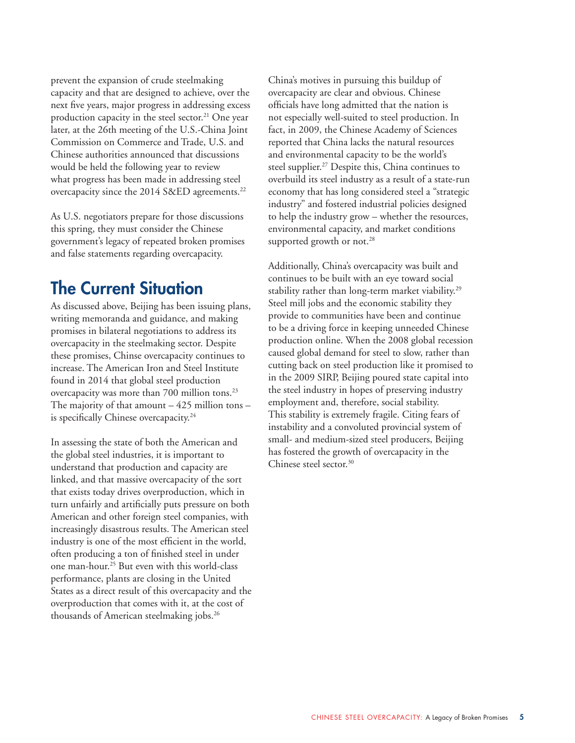prevent the expansion of crude steelmaking capacity and that are designed to achieve, over the next five years, major progress in addressing excess production capacity in the steel sector.[21] One year later, at the 26th meeting of the U.S.-China Joint Commission on Commerce and Trade, U.S. and Chinese authorities announced that discussions would be held the following year to review what progress has been made in addressing steel overcapacity since the 2014 S&ED agreements.[22]

As U.S. negotiators prepare for those discussions this spring, they must consider the Chinese government's legacy of repeated broken promises and false statements regarding overcapacity.

## The Current Situation

As discussed above, Beijing has been issuing plans, writing memoranda and guidance, and making promises in bilateral negotiations to address its overcapacity in the steelmaking sector. Despite these promises, Chinse overcapacity continues to increase. The American Iron and Steel Institute found in 2014 that global steel production overcapacity was more than 700 million tons.[23] The majority of that amount – 425 million tons – is specifically Chinese overcapacity.[24]

In assessing the state of both the American and the global steel industries, it is important to understand that production and capacity are linked, and that massive overcapacity of the sort that exists today drives overproduction, which in turn unfairly and artificially puts pressure on both American and other foreign steel companies, with increasingly disastrous results. The American steel industry is one of the most efficient in the world, often producing a ton of finished steel in under one man-hour.[25] But even with this world-class performance, plants are closing in the United States as a direct result of this overcapacity and the overproduction that comes with it, at the cost of thousands of American steelmaking jobs.[26]

China's motives in pursuing this buildup of overcapacity are clear and obvious. Chinese officials have long admitted that the nation is not especially well-suited to steel production. In fact, in 2009, the Chinese Academy of Sciences reported that China lacks the natural resources and environmental capacity to be the world's steel supplier.[27] Despite this, China continues to overbuild its steel industry as a result of a state-run economy that has long considered steel a "strategic industry" and fostered industrial policies designed to help the industry grow – whether the resources, environmental capacity, and market conditions supported growth or not.[28]

Additionally, China's overcapacity was built and continues to be built with an eye toward social stability rather than long-term market viability.[29] Steel mill jobs and the economic stability they provide to communities have been and continue to be a driving force in keeping unneeded Chinese production online. When the 2008 global recession caused global demand for steel to slow, rather than cutting back on steel production like it promised to in the 2009 SIRP, Beijing poured state capital into the steel industry in hopes of preserving industry employment and, therefore, social stability. This stability is extremely fragile. Citing fears of instability and a convoluted provincial system of small- and medium-sized steel producers, Beijing has fostered the growth of overcapacity in the Chinese steel sector.[30]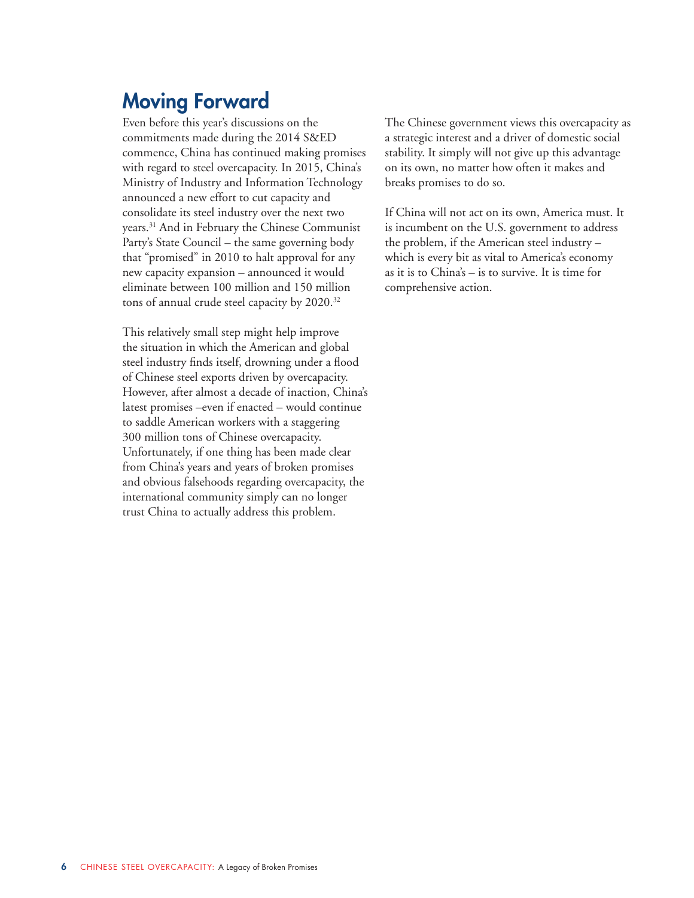## Moving Forward

Even before this year's discussions on the commitments made during the 2014 S&ED commence, China has continued making promises with regard to steel overcapacity. In 2015, China's Ministry of Industry and Information Technology announced a new effort to cut capacity and consolidate its steel industry over the next two years.[31] And in February the Chinese Communist Party's State Council – the same governing body that "promised" in 2010 to halt approval for any new capacity expansion – announced it would eliminate between 100 million and 150 million tons of annual crude steel capacity by 2020.[32]

This relatively small step might help improve the situation in which the American and global steel industry finds itself, drowning under a flood of Chinese steel exports driven by overcapacity. However, after almost a decade of inaction, China's latest promises –even if enacted – would continue to saddle American workers with a staggering 300 million tons of Chinese overcapacity. Unfortunately, if one thing has been made clear from China's years and years of broken promises and obvious falsehoods regarding overcapacity, the international community simply can no longer trust China to actually address this problem.

The Chinese government views this overcapacity as a strategic interest and a driver of domestic social stability. It simply will not give up this advantage on its own, no matter how often it makes and breaks promises to do so.

If China will not act on its own, America must. It is incumbent on the U.S. government to address the problem, if the American steel industry – which is every bit as vital to America's economy as it is to China's – is to survive. It is time for comprehensive action.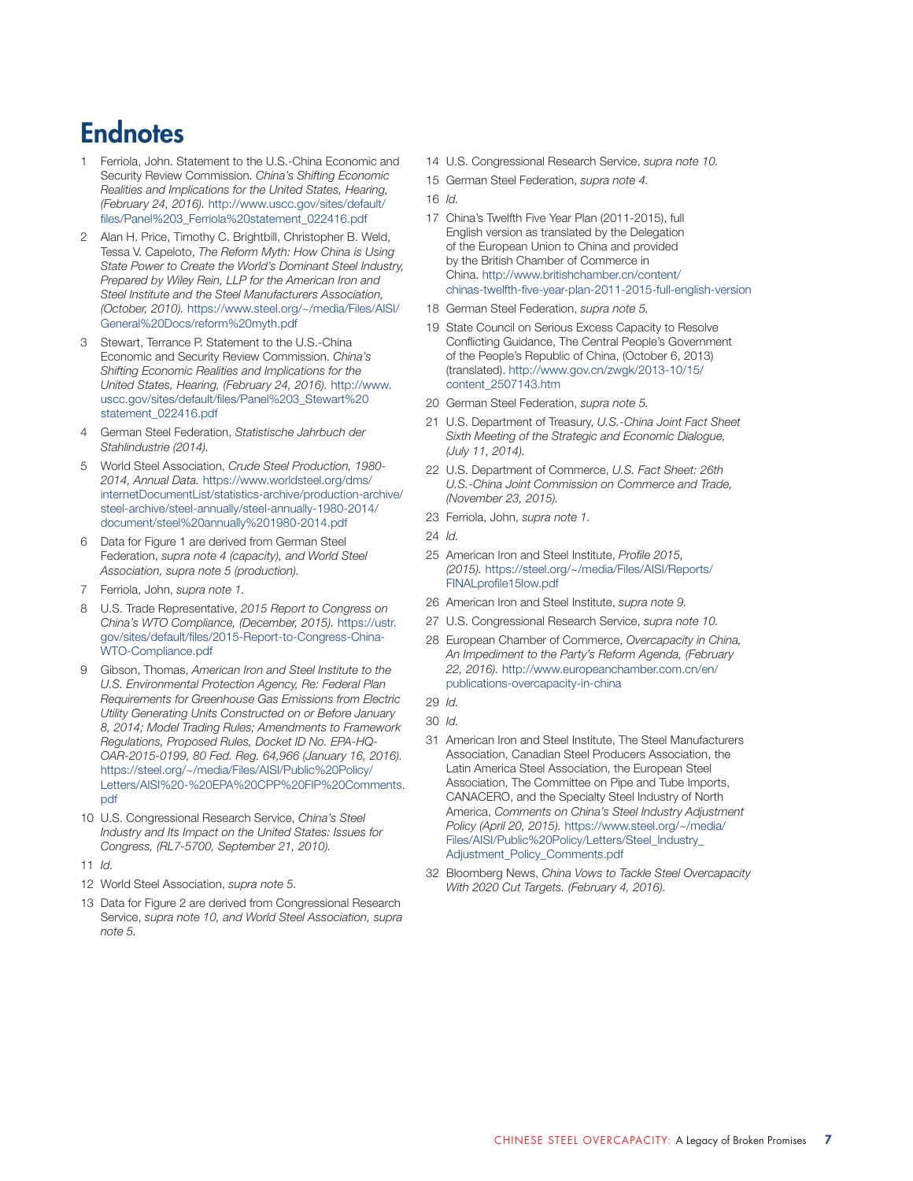# Endnotes

1. Ferriola, John. Statement to the U.S.-China Economic and Security Review Commission. *China's Shifting Economic Realities and Implications for the United States, Hearing, (February 24, 2016).* http://www.uscc.gov/sites/default/files/Panel%203_Ferriola%20statement_022416.pdf

2. Alan H. Price, Timothy C. Brightbill, Christopher B. Weld, Tessa V. Capeloto, *The Reform Myth: How China is Using State Power to Create the World's Dominant Steel Industry, Prepared by Wiley Rein, LLP for the American Iron and Steel Institute and the Steel Manufacturers Association, (October, 2010).* https://www.steel.org/~/media/Files/AISI/General%20Docs/reform%20myth.pdf

3. Stewart, Terrance P. Statement to the U.S.-China Economic and Security Review Commission. *China's Shifting Economic Realities and Implications for the United States, Hearing, (February 24, 2016).* http://www.uscc.gov/sites/default/files/Panel%203_Stewart%20statement_022416.pdf

4. German Steel Federation, *Statistische Jahrbuch der Stahlindustrie (2014).*

5. World Steel Association, *Crude Steel Production, 1980-2014, Annual Data.* https://www.worldsteel.org/dms/internetDocumentList/statistics-archive/production-archive/steel-archive/steel-annually/steel-annually-1980-2014/document/steel%20annually%201980-2014.pdf

6. Data for Figure 1 are derived from German Steel Federation, *supra note 4 (capacity), and World Steel Association, supra note 5 (production).*

7. Ferriola, John, *supra note 1.*

8. U.S. Trade Representative, *2015 Report to Congress on China's WTO Compliance, (December, 2015).* https://ustr.gov/sites/default/files/2015-Report-to-Congress-China-WTO-Compliance.pdf

9. Gibson, Thomas, *American Iron and Steel Institute to the U.S. Environmental Protection Agency, Re: Federal Plan Requirements for Greenhouse Gas Emissions from Electric Utility Generating Units Constructed on or Before January 8, 2014; Model Trading Rules; Amendments to Framework Regulations, Proposed Rules, Docket ID No. EPA-HQ-OAR-2015-0199, 80 Fed. Reg. 64,966 (January 16, 2016).* https://steel.org/~/media/Files/AISI/Public%20Policy/Letters/AISI%20-%20EPA%20CPP%20FIP%20Comments.pdf

10. U.S. Congressional Research Service, *China's Steel Industry and Its Impact on the United States: Issues for Congress, (RL7-5700, September 21, 2010).*

11. *Id.*

12. World Steel Association, *supra note 5.*

13. Data for Figure 2 are derived from Congressional Research Service, *supra note 10, and World Steel Association, supra note 5.*

14. U.S. Congressional Research Service, *supra note 10.*

15. German Steel Federation, *supra note 4.*

16. *Id.*

17. China's Twelfth Five Year Plan (2011-2015), full English version as translated by the Delegation of the European Union to China and provided by the British Chamber of Commerce in China. http://www.britishchamber.cn/content/chinas-twelfth-five-year-plan-2011-2015-full-english-version

18. German Steel Federation, *supra note 5.*

19. State Council on Serious Excess Capacity to Resolve Conflicting Guidance, The Central People's Government of the People's Republic of China, (October 6, 2013) (translated). http://www.gov.cn/zwgk/2013-10/15/content_2507143.htm

20. German Steel Federation, *supra note 5.*

21. U.S. Department of Treasury, *U.S.-China Joint Fact Sheet Sixth Meeting of the Strategic and Economic Dialogue, (July 11, 2014).*

22. U.S. Department of Commerce, *U.S. Fact Sheet: 26th U.S.-China Joint Commission on Commerce and Trade, (November 23, 2015).*

23. Ferriola, John, *supra note 1.*

24. *Id.*

25. American Iron and Steel Institute, *Profile 2015, (2015).* https://steel.org/~/media/Files/AISI/Reports/FINALprofile15low.pdf

26. American Iron and Steel Institute, *supra note 9.*

27. U.S. Congressional Research Service, *supra note 10.*

28. European Chamber of Commerce, *Overcapacity in China, An Impediment to the Party's Reform Agenda, (February 22, 2016).* http://www.europeanchamber.com.cn/en/publications-overcapacity-in-china

29. *Id.*

30. *Id.*

31. American Iron and Steel Institute, The Steel Manufacturers Association, Canadian Steel Producers Association, the Latin America Steel Association, the European Steel Association, The Committee on Pipe and Tube Imports, CANACERO, and the Specialty Steel Industry of North America, *Comments on China's Steel Industry Adjustment Policy (April 20, 2015).* https://www.steel.org/~/media/Files/AISI/Public%20Policy/Letters/Steel_Industry_Adjustment_Policy_Comments.pdf

32. Bloomberg News, *China Vows to Tackle Steel Overcapacity With 2020 Cut Targets. (February 4, 2016).*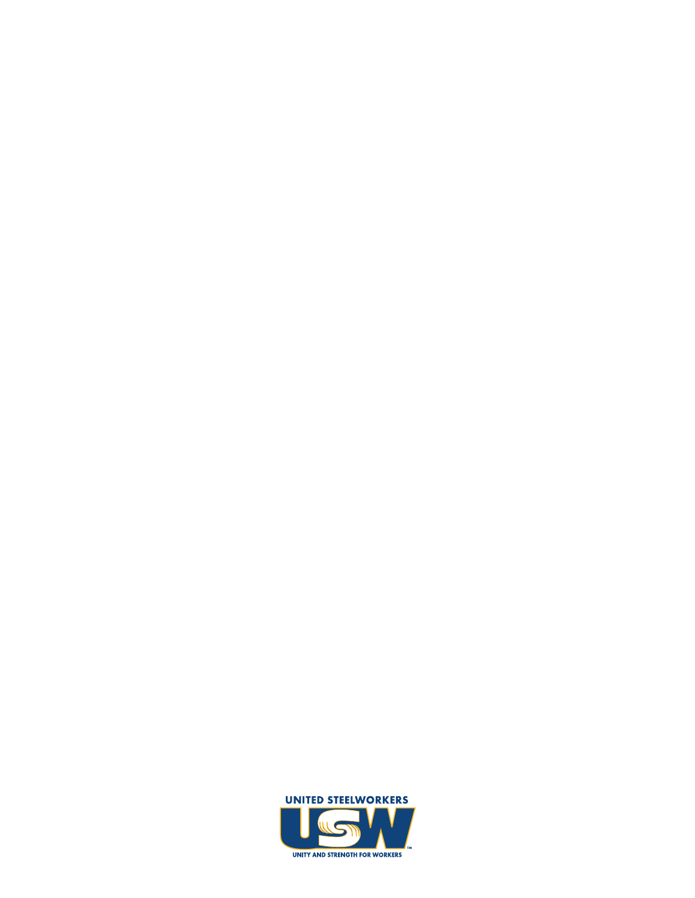UNITED STEELWORKERS

USW

UNITY AND STRENGTH FOR WORKERS